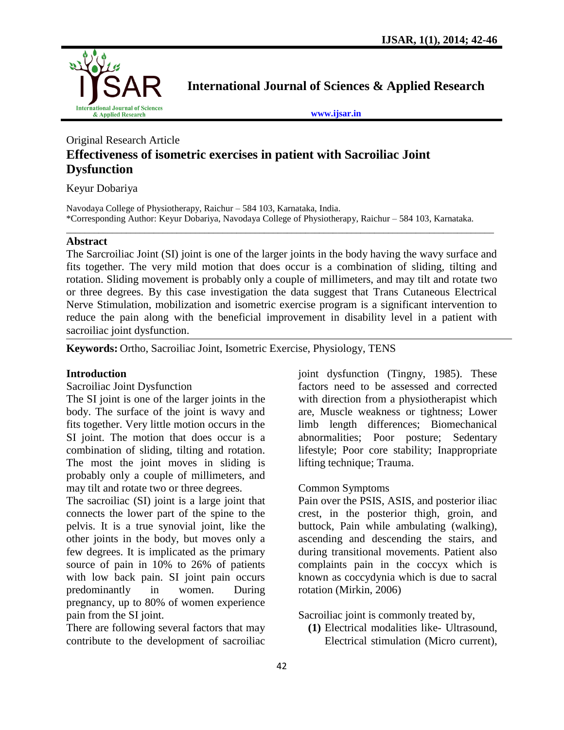# International Journal of Sciences & Applied Research

www.ijsar.in

Original Research Article

## Effectiveness of isometric exercises in patient with Sacroiliac Joint Dysfunction

Keyur Dobariya

Navodaya College of Physiotherapy, Raichur – 584 103, Karnataka, India.
*Corresponding Author: Keyur Dobariya, Navodaya College of Physiotherapy, Raichur – 584 103, Karnataka.

---

### Abstract

The Sarcroiliac Joint (SI) joint is one of the larger joints in the body having the wavy surface and fits together. The very mild motion that does occur is a combination of sliding, tilting and rotation. Sliding movement is probably only a couple of millimeters, and may tilt and rotate two or three degrees. By this case investigation the data suggest that Trans Cutaneous Electrical Nerve Stimulation, mobilization and isometric exercise program is a significant intervention to reduce the pain along with the beneficial improvement in disability level in a patient with sacroiliac joint dysfunction.

---

**Keywords:** Ortho, Sacroiliac Joint, Isometric Exercise, Physiology, TENS

### Introduction

Sacroiliac Joint Dysfunction

The SI joint is one of the larger joints in the body. The surface of the joint is wavy and fits together. Very little motion occurs in the SI joint. The motion that does occur is a combination of sliding, tilting and rotation. The most the joint moves in sliding is probably only a couple of millimeters, and may tilt and rotate two or three degrees.

The sacroiliac (SI) joint is a large joint that connects the lower part of the spine to the pelvis. It is a true synovial joint, like the other joints in the body, but moves only a few degrees. It is implicated as the primary source of pain in 10% to 26% of patients with low back pain. SI joint pain occurs predominantly in women. During pregnancy, up to 80% of women experience pain from the SI joint.

There are following several factors that may contribute to the development of sacroiliac joint dysfunction (Tingny, 1985). These factors need to be assessed and corrected with direction from a physiotherapist which are, Muscle weakness or tightness; Lower limb length differences; Biomechanical abnormalities; Poor posture; Sedentary lifestyle; Poor core stability; Inappropriate lifting technique; Trauma.

Common Symptoms

Pain over the PSIS, ASIS, and posterior iliac crest, in the posterior thigh, groin, and buttock, Pain while ambulating (walking), ascending and descending the stairs, and during transitional movements. Patient also complaints pain in the coccyx which is known as coccydynia which is due to sacral rotation (Mirkin, 2006)

Sacroiliac joint is commonly treated by,

**(1)** Electrical modalities like- Ultrasound, Electrical stimulation (Micro current),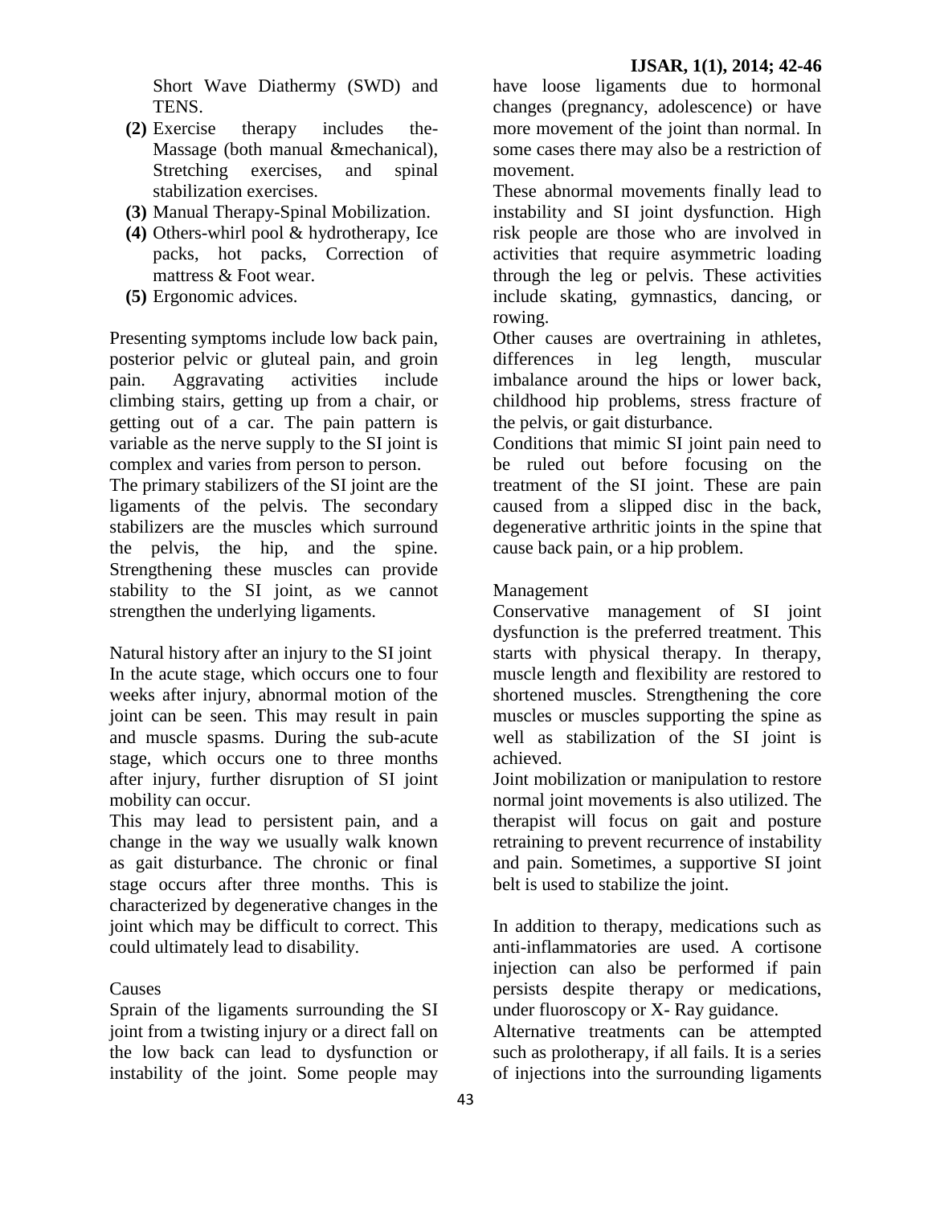Short Wave Diathermy (SWD) and TENS.

**(2)** Exercise therapy includes the-Massage (both manual &mechanical), Stretching exercises, and spinal stabilization exercises.

**(3)** Manual Therapy-Spinal Mobilization.

**(4)** Others-whirl pool & hydrotherapy, Ice packs, hot packs, Correction of mattress & Foot wear.

**(5)** Ergonomic advices.

Presenting symptoms include low back pain, posterior pelvic or gluteal pain, and groin pain. Aggravating activities include climbing stairs, getting up from a chair, or getting out of a car. The pain pattern is variable as the nerve supply to the SI joint is complex and varies from person to person.

The primary stabilizers of the SI joint are the ligaments of the pelvis. The secondary stabilizers are the muscles which surround the pelvis, the hip, and the spine. Strengthening these muscles can provide stability to the SI joint, as we cannot strengthen the underlying ligaments.

Natural history after an injury to the SI joint

In the acute stage, which occurs one to four weeks after injury, abnormal motion of the joint can be seen. This may result in pain and muscle spasms. During the sub-acute stage, which occurs one to three months after injury, further disruption of SI joint mobility can occur.

This may lead to persistent pain, and a change in the way we usually walk known as gait disturbance. The chronic or final stage occurs after three months. This is characterized by degenerative changes in the joint which may be difficult to correct. This could ultimately lead to disability.

Causes

Sprain of the ligaments surrounding the SI joint from a twisting injury or a direct fall on the low back can lead to dysfunction or instability of the joint. Some people may have loose ligaments due to hormonal changes (pregnancy, adolescence) or have more movement of the joint than normal. In some cases there may also be a restriction of movement.

These abnormal movements finally lead to instability and SI joint dysfunction. High risk people are those who are involved in activities that require asymmetric loading through the leg or pelvis. These activities include skating, gymnastics, dancing, or rowing.

Other causes are overtraining in athletes, differences in leg length, muscular imbalance around the hips or lower back, childhood hip problems, stress fracture of the pelvis, or gait disturbance.

Conditions that mimic SI joint pain need to be ruled out before focusing on the treatment of the SI joint. These are pain caused from a slipped disc in the back, degenerative arthritic joints in the spine that cause back pain, or a hip problem.

Management

Conservative management of SI joint dysfunction is the preferred treatment. This starts with physical therapy. In therapy, muscle length and flexibility are restored to shortened muscles. Strengthening the core muscles or muscles supporting the spine as well as stabilization of the SI joint is achieved.

Joint mobilization or manipulation to restore normal joint movements is also utilized. The therapist will focus on gait and posture retraining to prevent recurrence of instability and pain. Sometimes, a supportive SI joint belt is used to stabilize the joint.

In addition to therapy, medications such as anti-inflammatories are used. A cortisone injection can also be performed if pain persists despite therapy or medications, under fluoroscopy or X- Ray guidance.

Alternative treatments can be attempted such as prolotherapy, if all fails. It is a series of injections into the surrounding ligaments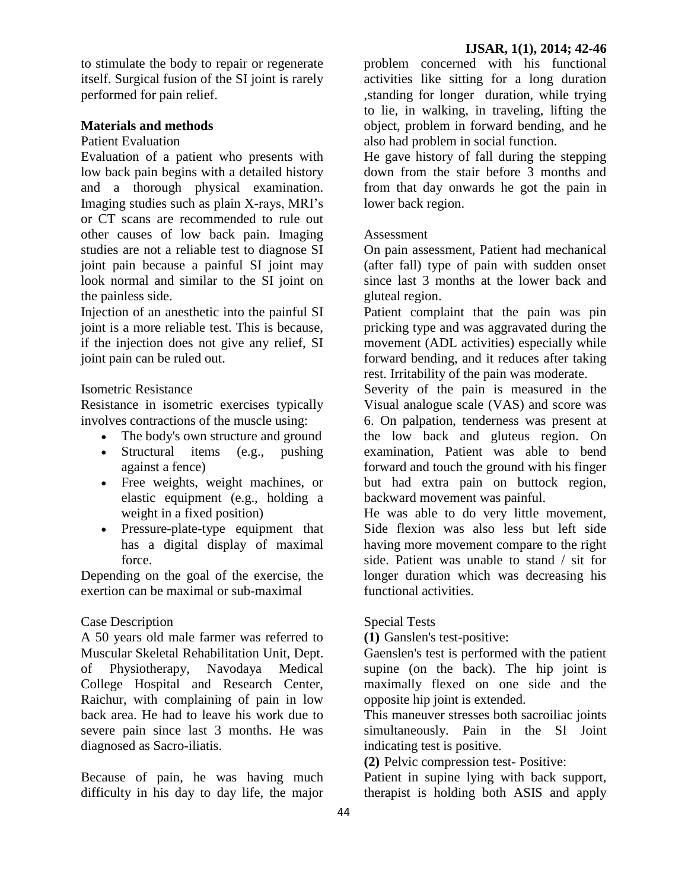to stimulate the body to repair or regenerate itself. Surgical fusion of the SI joint is rarely performed for pain relief.

## Materials and methods

### Patient Evaluation

Evaluation of a patient who presents with low back pain begins with a detailed history and a thorough physical examination. Imaging studies such as plain X-rays, MRI's or CT scans are recommended to rule out other causes of low back pain. Imaging studies are not a reliable test to diagnose SI joint pain because a painful SI joint may look normal and similar to the SI joint on the painless side.

Injection of an anesthetic into the painful SI joint is a more reliable test. This is because, if the injection does not give any relief, SI joint pain can be ruled out.

### Isometric Resistance

Resistance in isometric exercises typically involves contractions of the muscle using:

- The body's own structure and ground
- Structural items (e.g., pushing against a fence)
- Free weights, weight machines, or elastic equipment (e.g., holding a weight in a fixed position)
- Pressure-plate-type equipment that has a digital display of maximal force.

Depending on the goal of the exercise, the exertion can be maximal or sub-maximal

### Case Description

A 50 years old male farmer was referred to Muscular Skeletal Rehabilitation Unit, Dept. of Physiotherapy, Navodaya Medical College Hospital and Research Center, Raichur, with complaining of pain in low back area. He had to leave his work due to severe pain since last 3 months. He was diagnosed as Sacro-iliatis.

Because of pain, he was having much difficulty in his day to day life, the major problem concerned with his functional activities like sitting for a long duration ,standing for longer duration, while trying to lie, in walking, in traveling, lifting the object, problem in forward bending, and he also had problem in social function.

He gave history of fall during the stepping down from the stair before 3 months and from that day onwards he got the pain in lower back region.

### Assessment

On pain assessment, Patient had mechanical (after fall) type of pain with sudden onset since last 3 months at the lower back and gluteal region.

Patient complaint that the pain was pin pricking type and was aggravated during the movement (ADL activities) especially while forward bending, and it reduces after taking rest. Irritability of the pain was moderate.

Severity of the pain is measured in the Visual analogue scale (VAS) and score was 6. On palpation, tenderness was present at the low back and gluteus region. On examination, Patient was able to bend forward and touch the ground with his finger but had extra pain on buttock region, backward movement was painful.

He was able to do very little movement, Side flexion was also less but left side having more movement compare to the right side. Patient was unable to stand / sit for longer duration which was decreasing his functional activities.

### Special Tests

**(1)** Ganslen's test-positive:

Gaenslen's test is performed with the patient supine (on the back). The hip joint is maximally flexed on one side and the opposite hip joint is extended.

This maneuver stresses both sacroiliac joints simultaneously. Pain in the SI Joint indicating test is positive.

**(2)** Pelvic compression test- Positive:

Patient in supine lying with back support, therapist is holding both ASIS and apply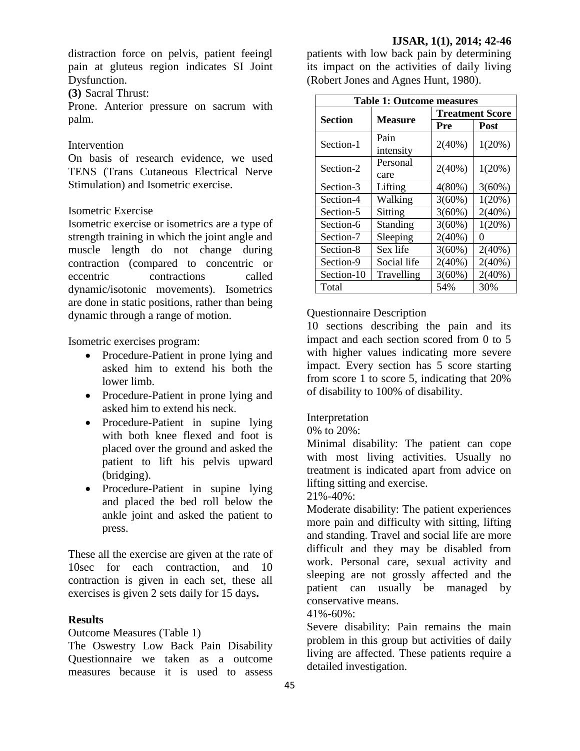distraction force on pelvis, patient feeingl pain at gluteus region indicates SI Joint Dysfunction.

**(3)** Sacral Thrust:

Prone. Anterior pressure on sacrum with palm.

Intervention

On basis of research evidence, we used TENS (Trans Cutaneous Electrical Nerve Stimulation) and Isometric exercise.

Isometric Exercise

Isometric exercise or isometrics are a type of strength training in which the joint angle and muscle length do not change during contraction (compared to concentric or eccentric contractions called dynamic/isotonic movements). Isometrics are done in static positions, rather than being dynamic through a range of motion.

Isometric exercises program:

- Procedure-Patient in prone lying and asked him to extend his both the lower limb.
- Procedure-Patient in prone lying and asked him to extend his neck.
- Procedure-Patient in supine lying with both knee flexed and foot is placed over the ground and asked the patient to lift his pelvis upward (bridging).
- Procedure-Patient in supine lying and placed the bed roll below the ankle joint and asked the patient to press.

These all the exercise are given at the rate of 10sec for each contraction, and 10 contraction is given in each set, these all exercises is given 2 sets daily for 15 days**.**

**Results**

Outcome Measures (Table 1)

The Oswestry Low Back Pain Disability Questionnaire we taken as a outcome measures because it is used to assess patients with low back pain by determining its impact on the activities of daily living (Robert Jones and Agnes Hunt, 1980).

**Table 1: Outcome measures**

| Section | Measure | Treatment Score | |
|---|---|---|---|
| | | Pre | Post |
| Section-1 | Pain intensity | 2(40%) | 1(20%) |
| Section-2 | Personal care | 2(40%) | 1(20%) |
| Section-3 | Lifting | 4(80%) | 3(60%) |
| Section-4 | Walking | 3(60%) | 1(20%) |
| Section-5 | Sitting | 3(60%) | 2(40%) |
| Section-6 | Standing | 3(60%) | 1(20%) |
| Section-7 | Sleeping | 2(40%) | 0 |
| Section-8 | Sex life | 3(60%) | 2(40%) |
| Section-9 | Social life | 2(40%) | 2(40%) |
| Section-10 | Travelling | 3(60%) | 2(40%) |
| Total | | 54% | 30% |

Questionnaire Description

10 sections describing the pain and its impact and each section scored from 0 to 5 with higher values indicating more severe impact. Every section has 5 score starting from score 1 to score 5, indicating that 20% of disability to 100% of disability.

Interpretation

0% to 20%:

Minimal disability: The patient can cope with most living activities. Usually no treatment is indicated apart from advice on lifting sitting and exercise.

21%-40%:

Moderate disability: The patient experiences more pain and difficulty with sitting, lifting and standing. Travel and social life are more difficult and they may be disabled from work. Personal care, sexual activity and sleeping are not grossly affected and the patient can usually be managed by conservative means.

41%-60%:

Severe disability: Pain remains the main problem in this group but activities of daily living are affected. These patients require a detailed investigation.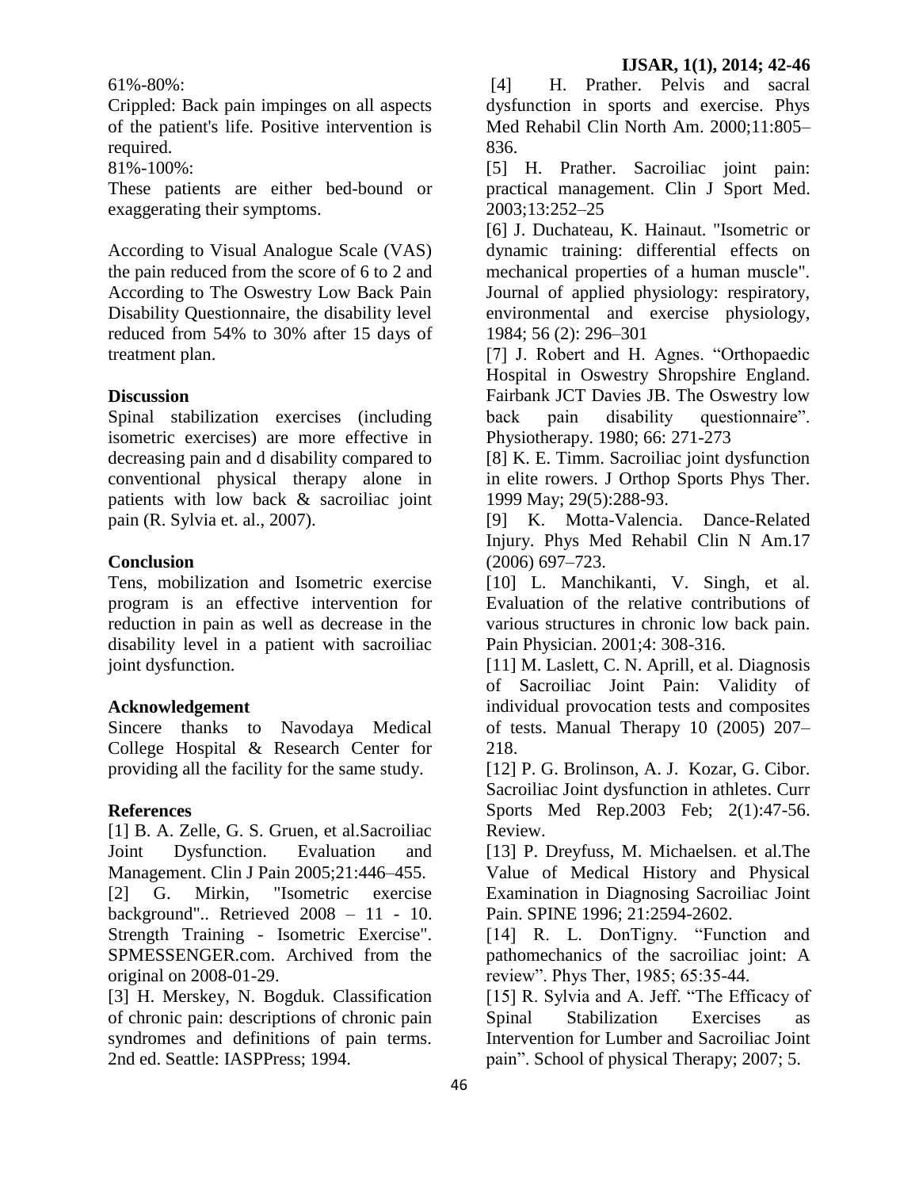61%-80%:

Crippled: Back pain impinges on all aspects of the patient's life. Positive intervention is required.

81%-100%:

These patients are either bed-bound or exaggerating their symptoms.

According to Visual Analogue Scale (VAS) the pain reduced from the score of 6 to 2 and According to The Oswestry Low Back Pain Disability Questionnaire, the disability level reduced from 54% to 30% after 15 days of treatment plan.

## Discussion

Spinal stabilization exercises (including isometric exercises) are more effective in decreasing pain and d disability compared to conventional physical therapy alone in patients with low back & sacroiliac joint pain (R. Sylvia et. al., 2007).

## Conclusion

Tens, mobilization and Isometric exercise program is an effective intervention for reduction in pain as well as decrease in the disability level in a patient with sacroiliac joint dysfunction.

## Acknowledgement

Sincere thanks to Navodaya Medical College Hospital & Research Center for providing all the facility for the same study.

## References

[1] B. A. Zelle, G. S. Gruen, et al.Sacroiliac Joint Dysfunction. Evaluation and Management. Clin J Pain 2005;21:446–455.

[2] G. Mirkin, "Isometric exercise background".. Retrieved 2008 – 11 - 10. Strength Training - Isometric Exercise". SPMESSENGER.com. Archived from the original on 2008-01-29.

[3] H. Merskey, N. Bogduk. Classification of chronic pain: descriptions of chronic pain syndromes and definitions of pain terms. 2nd ed. Seattle: IASPPress; 1994.

[4] H. Prather. Pelvis and sacral dysfunction in sports and exercise. Phys Med Rehabil Clin North Am. 2000;11:805–836.

[5] H. Prather. Sacroiliac joint pain: practical management. Clin J Sport Med. 2003;13:252–25

[6] J. Duchateau, K. Hainaut. "Isometric or dynamic training: differential effects on mechanical properties of a human muscle". Journal of applied physiology: respiratory, environmental and exercise physiology, 1984; 56 (2): 296–301

[7] J. Robert and H. Agnes. "Orthopaedic Hospital in Oswestry Shropshire England. Fairbank JCT Davies JB. The Oswestry low back pain disability questionnaire". Physiotherapy. 1980; 66: 271-273

[8] K. E. Timm. Sacroiliac joint dysfunction in elite rowers. J Orthop Sports Phys Ther. 1999 May; 29(5):288-93.

[9] K. Motta-Valencia. Dance-Related Injury. Phys Med Rehabil Clin N Am.17 (2006) 697–723.

[10] L. Manchikanti, V. Singh, et al. Evaluation of the relative contributions of various structures in chronic low back pain. Pain Physician. 2001;4: 308-316.

[11] M. Laslett, C. N. Aprill, et al. Diagnosis of Sacroiliac Joint Pain: Validity of individual provocation tests and composites of tests. Manual Therapy 10 (2005) 207–218.

[12] P. G. Brolinson, A. J. Kozar, G. Cibor. Sacroiliac Joint dysfunction in athletes. Curr Sports Med Rep.2003 Feb; 2(1):47-56. Review.

[13] P. Dreyfuss, M. Michaelsen. et al.The Value of Medical History and Physical Examination in Diagnosing Sacroiliac Joint Pain. SPINE 1996; 21:2594-2602.

[14] R. L. DonTigny. "Function and pathomechanics of the sacroiliac joint: A review". Phys Ther, 1985; 65:35-44.

[15] R. Sylvia and A. Jeff. "The Efficacy of Spinal Stabilization Exercises as Intervention for Lumber and Sacroiliac Joint pain". School of physical Therapy; 2007; 5.